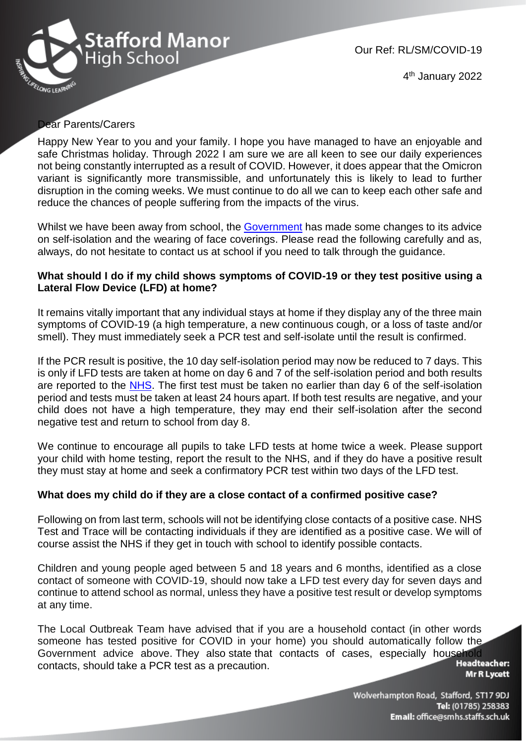Stafford Manor High School

Our Ref: RL/SM/COVID-19

4th January 2022

Dear Parents/Carers

Happy New Year to you and your family. I hope you have managed to have an enjoyable and safe Christmas holiday. Through 2022 I am sure we are all keen to see our daily experiences not being constantly interrupted as a result of COVID. However, it does appear that the Omicron variant is significantly more transmissible, and unfortunately this is likely to lead to further disruption in the coming weeks. We must continue to do all we can to keep each other safe and reduce the chances of people suffering from the impacts of the virus.

Whilst we have been away from school, the Government has made some changes to its advice on self-isolation and the wearing of face coverings. Please read the following carefully and as, always, do not hesitate to contact us at school if you need to talk through the guidance.

**What should I do if my child shows symptoms of COVID-19 or they test positive using a Lateral Flow Device (LFD) at home?**

It remains vitally important that any individual stays at home if they display any of the three main symptoms of COVID-19 (a high temperature, a new continuous cough, or a loss of taste and/or smell). They must immediately seek a PCR test and self-isolate until the result is confirmed.

If the PCR result is positive, the 10 day self-isolation period may now be reduced to 7 days. This is only if LFD tests are taken at home on day 6 and 7 of the self-isolation period and both results are reported to the NHS. The first test must be taken no earlier than day 6 of the self-isolation period and tests must be taken at least 24 hours apart. If both test results are negative, and your child does not have a high temperature, they may end their self-isolation after the second negative test and return to school from day 8.

We continue to encourage all pupils to take LFD tests at home twice a week. Please support your child with home testing, report the result to the NHS, and if they do have a positive result they must stay at home and seek a confirmatory PCR test within two days of the LFD test.

**What does my child do if they are a close contact of a confirmed positive case?**

Following on from last term, schools will not be identifying close contacts of a positive case. NHS Test and Trace will be contacting individuals if they are identified as a positive case. We will of course assist the NHS if they get in touch with school to identify possible contacts.

Children and young people aged between 5 and 18 years and 6 months, identified as a close contact of someone with COVID-19, should now take a LFD test every day for seven days and continue to attend school as normal, unless they have a positive test result or develop symptoms at any time.

The Local Outbreak Team have advised that if you are a household contact (in other words someone has tested positive for COVID in your home) you should automatically follow the Government advice above. They also state that contacts of cases, especially household contacts, should take a PCR test as a precaution.

**Headteacher:** Mr R Lycett

Wolverhampton Road, Stafford, ST17 9DJ
**Tel:** (01785) 258383
**Email:** office@smhs.staffs.sch.uk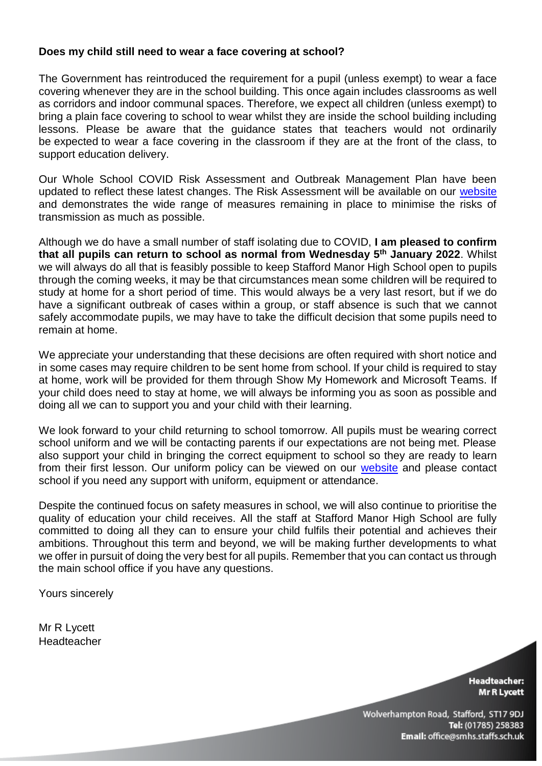**Does my child still need to wear a face covering at school?**

The Government has reintroduced the requirement for a pupil (unless exempt) to wear a face covering whenever they are in the school building. This once again includes classrooms as well as corridors and indoor communal spaces. Therefore, we expect all children (unless exempt) to bring a plain face covering to school to wear whilst they are inside the school building including lessons. Please be aware that the guidance states that teachers would not ordinarily be expected to wear a face covering in the classroom if they are at the front of the class, to support education delivery.

Our Whole School COVID Risk Assessment and Outbreak Management Plan have been updated to reflect these latest changes. The Risk Assessment will be available on our website and demonstrates the wide range of measures remaining in place to minimise the risks of transmission as much as possible.

Although we do have a small number of staff isolating due to COVID, **I am pleased to confirm that all pupils can return to school as normal from Wednesday 5th January 2022**. Whilst we will always do all that is feasibly possible to keep Stafford Manor High School open to pupils through the coming weeks, it may be that circumstances mean some children will be required to study at home for a short period of time. This would always be a very last resort, but if we do have a significant outbreak of cases within a group, or staff absence is such that we cannot safely accommodate pupils, we may have to take the difficult decision that some pupils need to remain at home.

We appreciate your understanding that these decisions are often required with short notice and in some cases may require children to be sent home from school. If your child is required to stay at home, work will be provided for them through Show My Homework and Microsoft Teams. If your child does need to stay at home, we will always be informing you as soon as possible and doing all we can to support you and your child with their learning.

We look forward to your child returning to school tomorrow. All pupils must be wearing correct school uniform and we will be contacting parents if our expectations are not being met. Please also support your child in bringing the correct equipment to school so they are ready to learn from their first lesson. Our uniform policy can be viewed on our website and please contact school if you need any support with uniform, equipment or attendance.

Despite the continued focus on safety measures in school, we will also continue to prioritise the quality of education your child receives. All the staff at Stafford Manor High School are fully committed to doing all they can to ensure your child fulfils their potential and achieves their ambitions. Throughout this term and beyond, we will be making further developments to what we offer in pursuit of doing the very best for all pupils. Remember that you can contact us through the main school office if you have any questions.

Yours sincerely

Mr R Lycett
Headteacher

**Headteacher:**
**Mr R Lycett**

Wolverhampton Road, Stafford, ST17 9DJ
**Tel:** (01785) 258383
**Email:** office@smhs.staffs.sch.uk